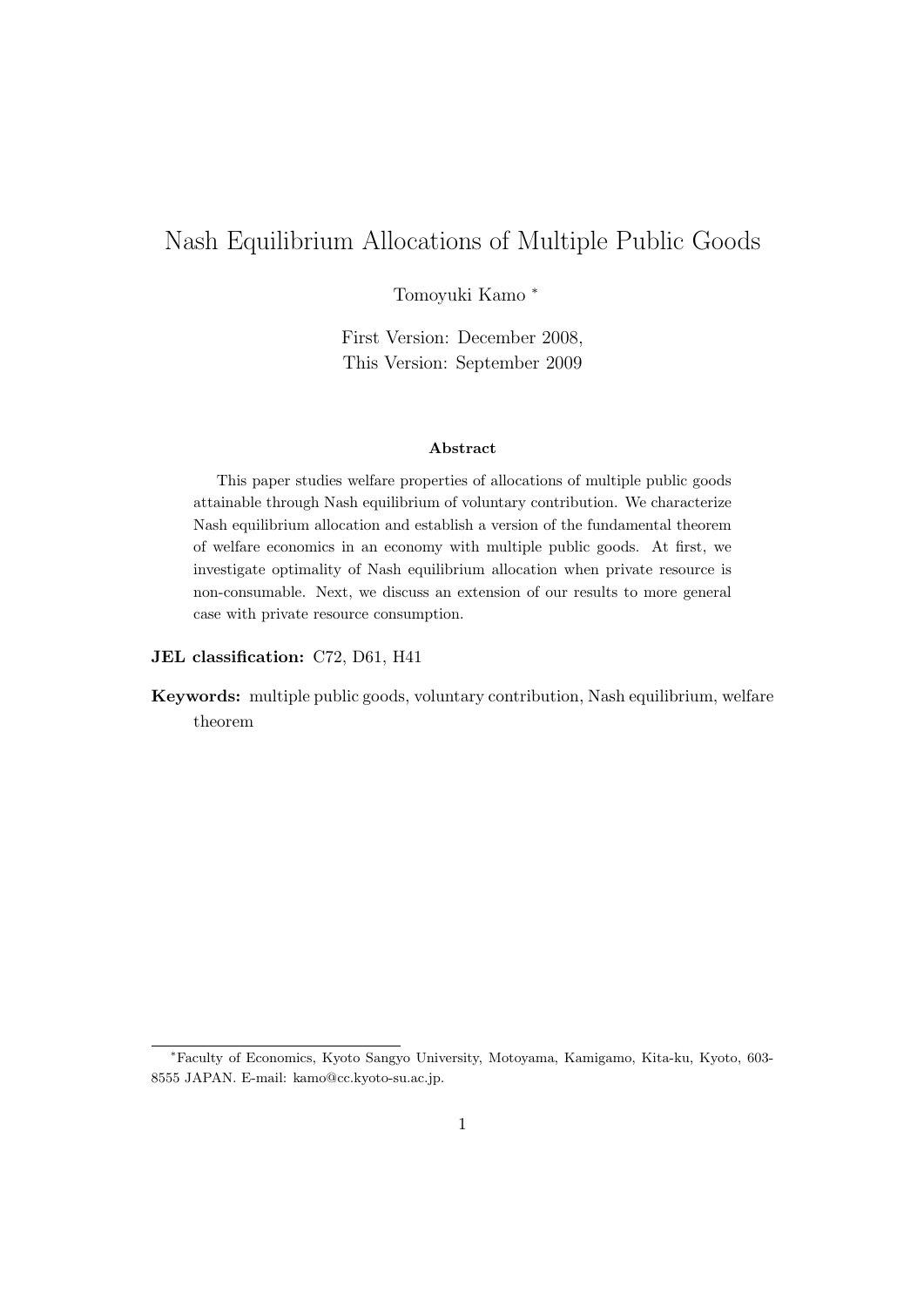# Nash Equilibrium Allocations of Multiple Public Goods

Tomoyuki Kamo [*]

First Version: December 2008,
This Version: September 2009

**Abstract**

This paper studies welfare properties of allocations of multiple public goods attainable through Nash equilibrium of voluntary contribution. We characterize Nash equilibrium allocation and establish a version of the fundamental theorem of welfare economics in an economy with multiple public goods. At first, we investigate optimality of Nash equilibrium allocation when private resource is non-consumable. Next, we discuss an extension of our results to more general case with private resource consumption.

**JEL classification:** C72, D61, H41

**Keywords:** multiple public goods, voluntary contribution, Nash equilibrium, welfare theorem

---

[*] Faculty of Economics, Kyoto Sangyo University, Motoyama, Kamigamo, Kita-ku, Kyoto, 603-8555 JAPAN. E-mail: kamo@cc.kyoto-su.ac.jp.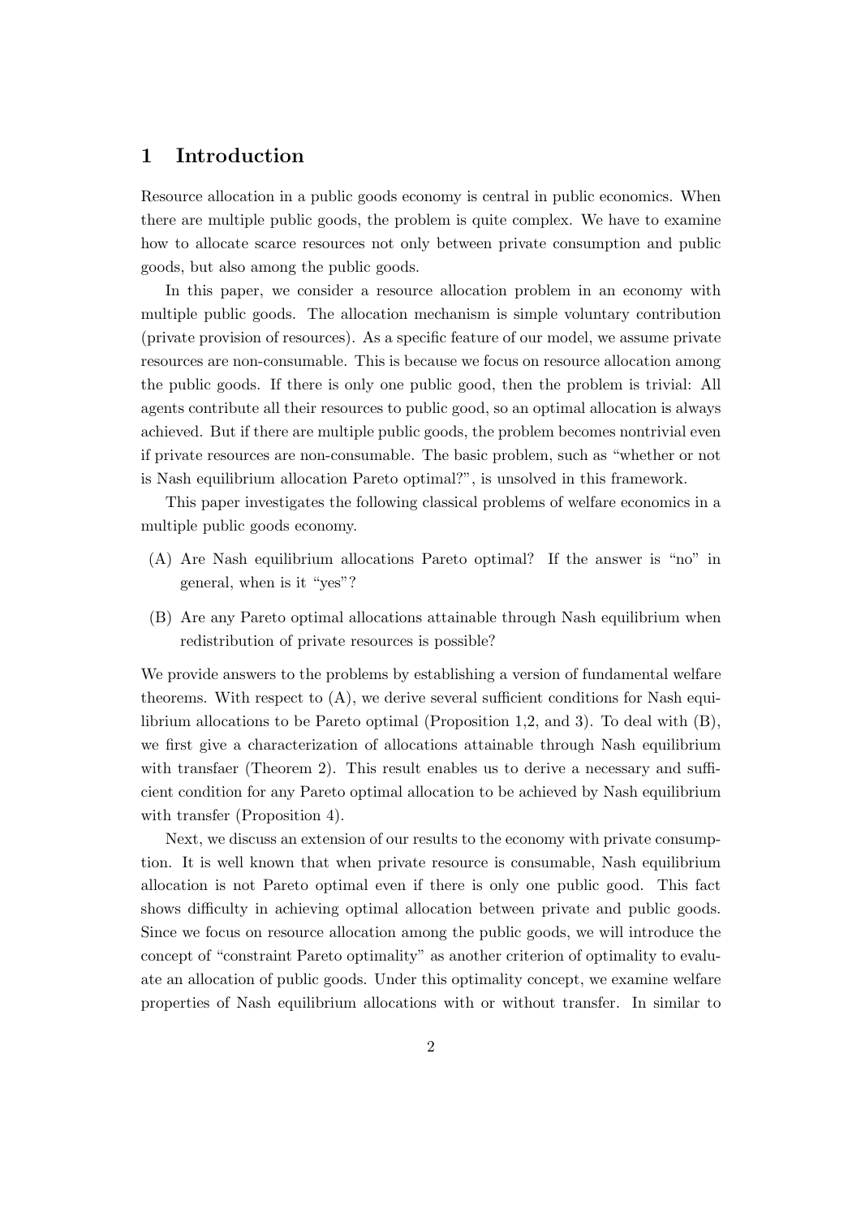## 1 Introduction

Resource allocation in a public goods economy is central in public economics. When there are multiple public goods, the problem is quite complex. We have to examine how to allocate scarce resources not only between private consumption and public goods, but also among the public goods.

In this paper, we consider a resource allocation problem in an economy with multiple public goods. The allocation mechanism is simple voluntary contribution (private provision of resources). As a specific feature of our model, we assume private resources are non-consumable. This is because we focus on resource allocation among the public goods. If there is only one public good, then the problem is trivial: All agents contribute all their resources to public good, so an optimal allocation is always achieved. But if there are multiple public goods, the problem becomes nontrivial even if private resources are non-consumable. The basic problem, such as "whether or not is Nash equilibrium allocation Pareto optimal?", is unsolved in this framework.

This paper investigates the following classical problems of welfare economics in a multiple public goods economy.

(A) Are Nash equilibrium allocations Pareto optimal? If the answer is "no" in general, when is it "yes"?

(B) Are any Pareto optimal allocations attainable through Nash equilibrium when redistribution of private resources is possible?

We provide answers to the problems by establishing a version of fundamental welfare theorems. With respect to (A), we derive several sufficient conditions for Nash equilibrium allocations to be Pareto optimal (Proposition 1,2, and 3). To deal with (B), we first give a characterization of allocations attainable through Nash equilibrium with transfaer (Theorem 2). This result enables us to derive a necessary and sufficient condition for any Pareto optimal allocation to be achieved by Nash equilibrium with transfer (Proposition 4).

Next, we discuss an extension of our results to the economy with private consumption. It is well known that when private resource is consumable, Nash equilibrium allocation is not Pareto optimal even if there is only one public good. This fact shows difficulty in achieving optimal allocation between private and public goods. Since we focus on resource allocation among the public goods, we will introduce the concept of "constraint Pareto optimality" as another criterion of optimality to evaluate an allocation of public goods. Under this optimality concept, we examine welfare properties of Nash equilibrium allocations with or without transfer. In similar to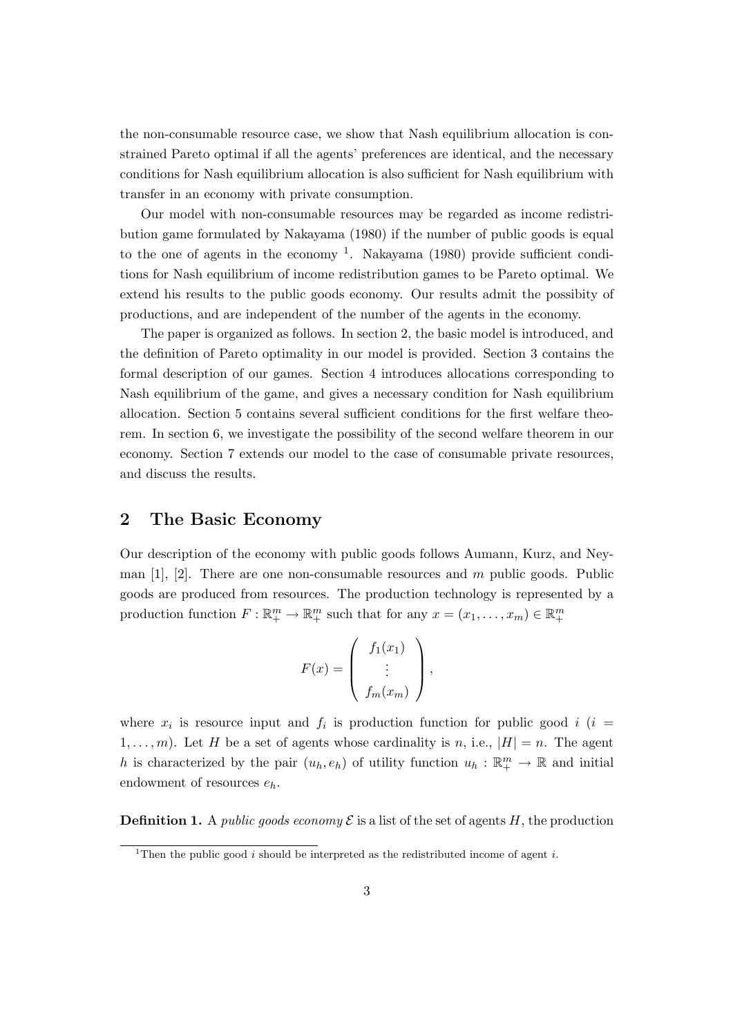the non-consumable resource case, we show that Nash equilibrium allocation is constrained Pareto optimal if all the agents' preferences are identical, and the necessary conditions for Nash equilibrium allocation is also sufficient for Nash equilibrium with transfer in an economy with private consumption.

Our model with non-consumable resources may be regarded as income redistribution game formulated by Nakayama (1980) if the number of public goods is equal to the one of agents in the economy [1]. Nakayama (1980) provide sufficient conditions for Nash equilibrium of income redistribution games to be Pareto optimal. We extend his results to the public goods economy. Our results admit the possibity of productions, and are independent of the number of the agents in the economy.

The paper is organized as follows. In section 2, the basic model is introduced, and the definition of Pareto optimality in our model is provided. Section 3 contains the formal description of our games. Section 4 introduces allocations corresponding to Nash equilibrium of the game, and gives a necessary condition for Nash equilibrium allocation. Section 5 contains several sufficient conditions for the first welfare theorem. In section 6, we investigate the possibility of the second welfare theorem in our economy. Section 7 extends our model to the case of consumable private resources, and discuss the results.

## 2 The Basic Economy

Our description of the economy with public goods follows Aumann, Kurz, and Neyman [1], [2]. There are one non-consumable resources and $m$ public goods. Public goods are produced from resources. The production technology is represented by a production function $F : \mathbb{R}^m_+ \to \mathbb{R}^m_+$ such that for any $x = (x_1, \dots, x_m) \in \mathbb{R}^m_+$

$$F(x) = \begin{pmatrix} f_1(x_1) \\ \vdots \\ f_m(x_m) \end{pmatrix},$$

where $x_i$ is resource input and $f_i$ is production function for public good $i$ ($i = 1, \dots, m$). Let $H$ be a set of agents whose cardinality is $n$, i.e., $|H| = n$. The agent $h$ is characterized by the pair $(u_h, e_h)$ of utility function $u_h : \mathbb{R}^m_+ \to \mathbb{R}$ and initial endowment of resources $e_h$.

**Definition 1.** A *public goods economy* $\mathcal{E}$ is a list of the set of agents $H$, the production

[1] Then the public good $i$ should be interpreted as the redistributed income of agent $i$.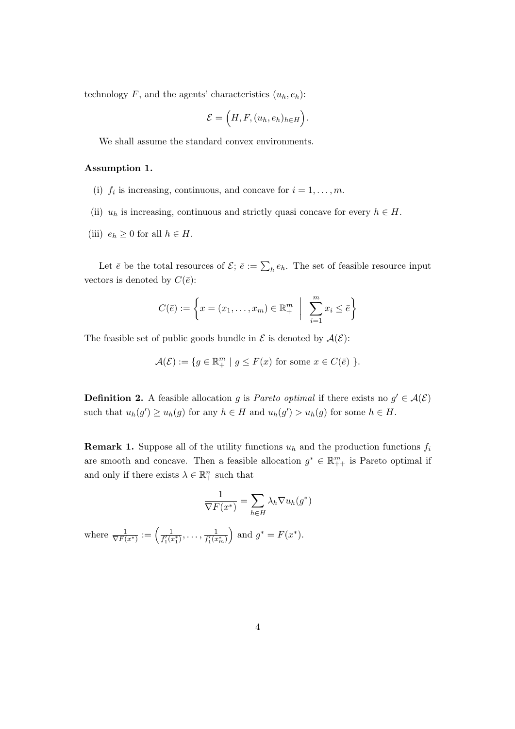technology $F$, and the agents' characteristics $(u_h, e_h)$:

$$\mathcal{E} = \Big(H, F, (u_h, e_h)_{h \in H}\Big).$$

We shall assume the standard convex environments.

**Assumption 1.**

(i) $f_i$ is increasing, continuous, and concave for $i = 1, \ldots, m$.

(ii) $u_h$ is increasing, continuous and strictly quasi concave for every $h \in H$.

(iii) $e_h \geq 0$ for all $h \in H$.

Let $\bar{e}$ be the total resources of $\mathcal{E}$; $\bar{e} := \sum_h e_h$. The set of feasible resource input vectors is denoted by $C(\bar{e})$:

$$C(\bar{e}) := \left\{ x = (x_1, \ldots, x_m) \in \mathbb{R}^m_+ \;\middle|\; \sum_{i=1}^m x_i \leq \bar{e} \right\}$$

The feasible set of public goods bundle in $\mathcal{E}$ is denoted by $\mathcal{A}(\mathcal{E})$:

$$\mathcal{A}(\mathcal{E}) := \{ g \in \mathbb{R}^m_+ \mid g \leq F(x) \text{ for some } x \in C(\bar{e}) \}.$$

**Definition 2.** A feasible allocation $g$ is *Pareto optimal* if there exists no $g' \in \mathcal{A}(\mathcal{E})$ such that $u_h(g') \geq u_h(g)$ for any $h \in H$ and $u_h(g') > u_h(g)$ for some $h \in H$.

**Remark 1.** Suppose all of the utility functions $u_h$ and the production functions $f_i$ are smooth and concave. Then a feasible allocation $g^* \in \mathbb{R}^m_{++}$ is Pareto optimal if and only if there exists $\lambda \in \mathbb{R}^n_+$ such that

$$\frac{1}{\nabla F(x^*)} = \sum_{h \in H} \lambda_h \nabla u_h(g^*)$$

where $\frac{1}{\nabla F(x^*)} := \left( \frac{1}{f_1'(x_1^*)}, \ldots, \frac{1}{f_1'(x_m^*)} \right)$ and $g^* = F(x^*)$.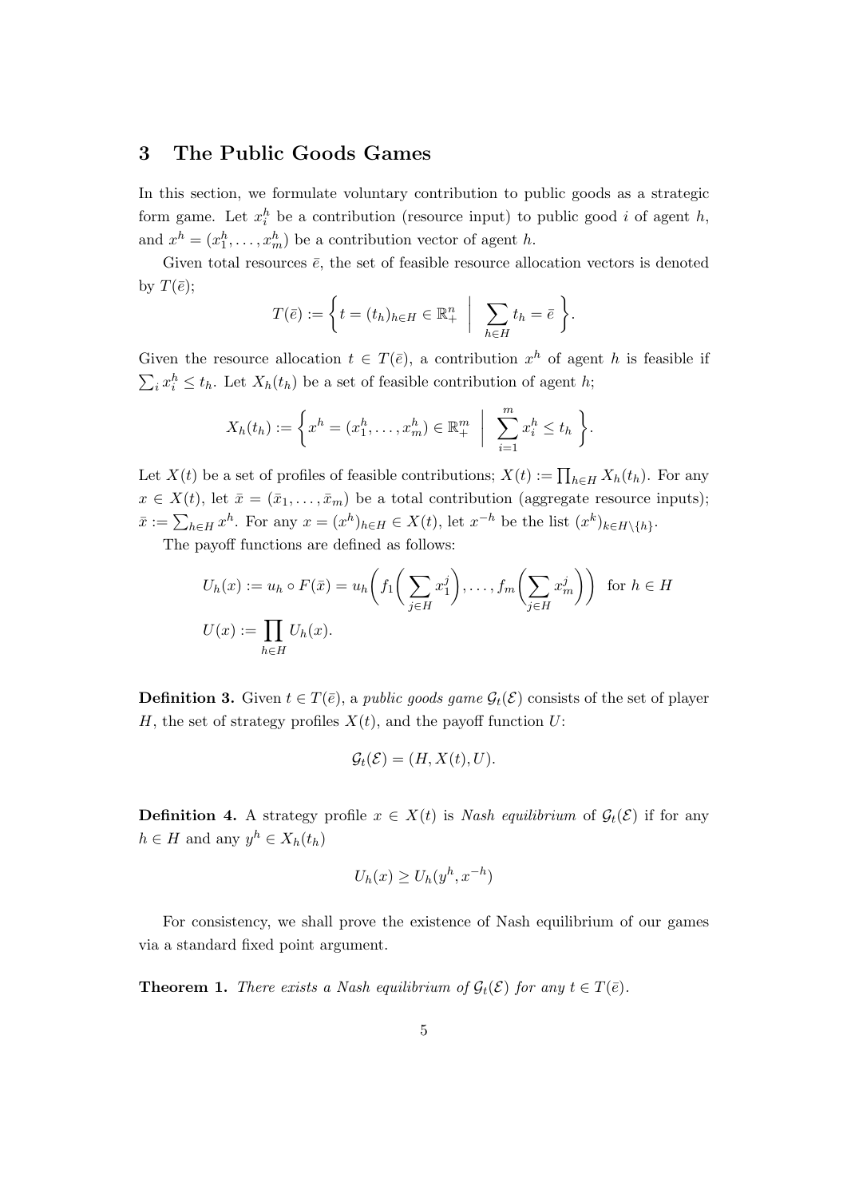## 3 The Public Goods Games

In this section, we formulate voluntary contribution to public goods as a strategic form game. Let $x_i^h$ be a contribution (resource input) to public good $i$ of agent $h$, and $x^h = (x_1^h, \ldots, x_m^h)$ be a contribution vector of agent $h$.

Given total resources $\bar{e}$, the set of feasible resource allocation vectors is denoted by $T(\bar{e})$;

$$T(\bar{e}) := \left\{ t = (t_h)_{h \in H} \in \mathbb{R}_+^n \;\middle|\; \sum_{h \in H} t_h = \bar{e} \right\}.$$

Given the resource allocation $t \in T(\bar{e})$, a contribution $x^h$ of agent $h$ is feasible if $\sum_i x_i^h \leq t_h$. Let $X_h(t_h)$ be a set of feasible contribution of agent $h$;

$$X_h(t_h) := \left\{ x^h = (x_1^h, \ldots, x_m^h) \in \mathbb{R}_+^m \;\middle|\; \sum_{i=1}^m x_i^h \leq t_h \right\}.$$

Let $X(t)$ be a set of profiles of feasible contributions; $X(t) := \prod_{h \in H} X_h(t_h)$. For any $x \in X(t)$, let $\bar{x} = (\bar{x}_1, \ldots, \bar{x}_m)$ be a total contribution (aggregate resource inputs); $\bar{x} := \sum_{h \in H} x^h$. For any $x = (x^h)_{h \in H} \in X(t)$, let $x^{-h}$ be the list $(x^k)_{k \in H \setminus \{h\}}$.

The payoff functions are defined as follows:

$$U_h(x) := u_h \circ F(\bar{x}) = u_h\left( f_1\left( \sum_{j \in H} x_1^j \right), \ldots, f_m\left( \sum_{j \in H} x_m^j \right) \right) \quad \text{for } h \in H$$

$$U(x) := \prod_{h \in H} U_h(x).$$

**Definition 3.** Given $t \in T(\bar{e})$, a *public goods game* $\mathcal{G}_t(\mathcal{E})$ consists of the set of player $H$, the set of strategy profiles $X(t)$, and the payoff function $U$:

$$\mathcal{G}_t(\mathcal{E}) = (H, X(t), U).$$

**Definition 4.** A strategy profile $x \in X(t)$ is *Nash equilibrium* of $\mathcal{G}_t(\mathcal{E})$ if for any $h \in H$ and any $y^h \in X_h(t_h)$

$$U_h(x) \geq U_h(y^h, x^{-h})$$

For consistency, we shall prove the existence of Nash equilibrium of our games via a standard fixed point argument.

**Theorem 1.** *There exists a Nash equilibrium of $\mathcal{G}_t(\mathcal{E})$ for any $t \in T(\bar{e})$.*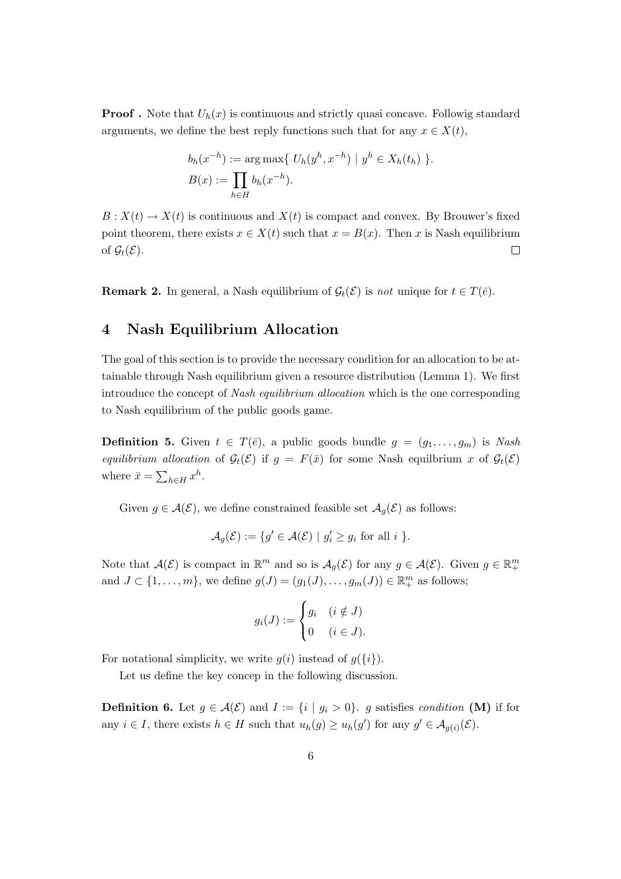**Proof .** Note that $U_h(x)$ is continuous and strictly quasi concave. Followig standard arguments, we define the best reply functions such that for any $x \in X(t)$,

$$b_h(x^{-h}) := \arg\max\{\ U_h(y^h, x^{-h}) \mid y^h \in X_h(t_h)\ \}.$$
$$B(x) := \prod_{h \in H} b_h(x^{-h}).$$

$B : X(t) \to X(t)$ is continuous and $X(t)$ is compact and convex. By Brouwer's fixed point theorem, there exists $x \in X(t)$ such that $x = B(x)$. Then $x$ is Nash equilibrium of $\mathcal{G}_t(\mathcal{E})$. □

**Remark 2.** In general, a Nash equilibrium of $\mathcal{G}_t(\mathcal{E})$ is *not* unique for $t \in T(\bar{e})$.

## 4 Nash Equilibrium Allocation

The goal of this section is to provide the necessary condition for an allocation to be attainable through Nash equilibrium given a resource distribution (Lemma 1). We first introuduce the concept of *Nash equilibrium allocation* which is the one corresponding to Nash equilibrium of the public goods game.

**Definition 5.** Given $t \in T(\bar{e})$, a public goods bundle $g = (g_1, \ldots, g_m)$ is *Nash equilibrium allocation* of $\mathcal{G}_t(\mathcal{E})$ if $g = F(\bar{x})$ for some Nash equilbrium $x$ of $\mathcal{G}_t(\mathcal{E})$ where $\bar{x} = \sum_{h \in H} x^h$.

Given $g \in \mathcal{A}(\mathcal{E})$, we define constrained feasible set $\mathcal{A}_g(\mathcal{E})$ as follows:

$$\mathcal{A}_g(\mathcal{E}) := \{g' \in \mathcal{A}(\mathcal{E}) \mid g'_i \geq g_i \text{ for all } i\ \}.$$

Note that $\mathcal{A}(\mathcal{E})$ is compact in $\mathbb{R}^m$ and so is $\mathcal{A}_g(\mathcal{E})$ for any $g \in \mathcal{A}(\mathcal{E})$. Given $g \in \mathbb{R}^m_+$ and $J \subset \{1, \ldots, m\}$, we define $g(J) = (g_1(J), \ldots, g_m(J)) \in \mathbb{R}^m_+$ as follows;

$$g_i(J) := \begin{cases} g_i & (i \notin J) \\ 0 & (i \in J). \end{cases}$$

For notational simplicity, we write $g(i)$ instead of $g(\{i\})$.

Let us define the key concep in the following discussion.

**Definition 6.** Let $g \in \mathcal{A}(\mathcal{E})$ and $I := \{i \mid g_i > 0\}$. $g$ satisfies *condition* **(M)** if for any $i \in I$, there exists $h \in H$ such that $u_h(g) \geq u_h(g')$ for any $g' \in \mathcal{A}_{g(i)}(\mathcal{E})$.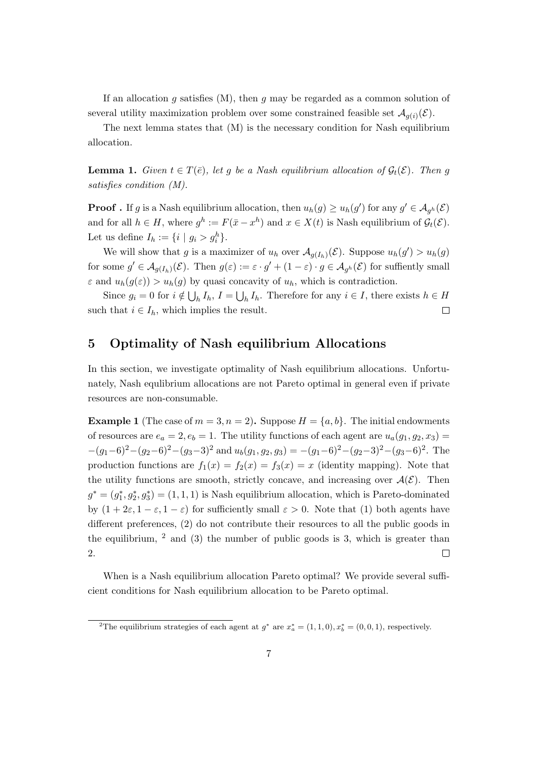If an allocation $g$ satisfies (M), then $g$ may be regarded as a common solution of several utility maximization problem over some constrained feasible set $\mathcal{A}_{g(i)}(\mathcal{E})$.

The next lemma states that (M) is the necessary condition for Nash equilibrium allocation.

**Lemma 1.** *Given $t \in T(\bar{e})$, let $g$ be a Nash equilibrium allocation of $\mathcal{G}_t(\mathcal{E})$. Then $g$ satisfies condition (M).*

**Proof .** If $g$ is a Nash equilibrium allocation, then $u_h(g) \geq u_h(g')$ for any $g' \in \mathcal{A}_{g^h}(\mathcal{E})$ and for all $h \in H$, where $g^h := F(\bar{x} - x^h)$ and $x \in X(t)$ is Nash equilibrium of $\mathcal{G}_t(\mathcal{E})$. Let us define $I_h := \{i \mid g_i > g_i^h\}$.

We will show that $g$ is a maximizer of $u_h$ over $\mathcal{A}_{g(I_h)}(\mathcal{E})$. Suppose $u_h(g') > u_h(g)$ for some $g' \in \mathcal{A}_{g(I_h)}(\mathcal{E})$. Then $g(\varepsilon) := \varepsilon \cdot g' + (1 - \varepsilon) \cdot g \in \mathcal{A}_{g^h}(\mathcal{E})$ for suffiently small $\varepsilon$ and $u_h(g(\varepsilon)) > u_h(g)$ by quasi concavity of $u_h$, which is contradiction.

Since $g_i = 0$ for $i \notin \bigcup_h I_h$, $I = \bigcup_h I_h$. Therefore for any $i \in I$, there exists $h \in H$ such that $i \in I_h$, which implies the result. $\square$

## 5 Optimality of Nash equilibrium Allocations

In this section, we investigate optimality of Nash equilibrium allocations. Unfortunately, Nash equlibrium allocations are not Pareto optimal in general even if private resources are non-consumable.

**Example 1** (The case of $m = 3, n = 2$)**.** Suppose $H = \{a, b\}$. The initial endowments of resources are $e_a = 2, e_b = 1$. The utility functions of each agent are $u_a(g_1, g_2, x_3) = -(g_1-6)^2-(g_2-6)^2-(g_3-3)^2$ and $u_b(g_1, g_2, g_3) = -(g_1-6)^2-(g_2-3)^2-(g_3-6)^2$. The production functions are $f_1(x) = f_2(x) = f_3(x) = x$ (identity mapping). Note that the utility functions are smooth, strictly concave, and increasing over $\mathcal{A}(\mathcal{E})$. Then $g^* = (g_1^*, g_2^*, g_3^*) = (1, 1, 1)$ is Nash equilibrium allocation, which is Pareto-dominated by $(1 + 2\varepsilon, 1 - \varepsilon, 1 - \varepsilon)$ for sufficiently small $\varepsilon > 0$. Note that (1) both agents have different preferences, (2) do not contribute their resources to all the public goods in the equilibrium, [2] and (3) the number of public goods is 3, which is greater than 2. $\square$

When is a Nash equilibrium allocation Pareto optimal? We provide several sufficient conditions for Nash equilibrium allocation to be Pareto optimal.

[2] The equilibrium strategies of each agent at $g^*$ are $x_a^* = (1, 1, 0), x_b^* = (0, 0, 1)$, respectively.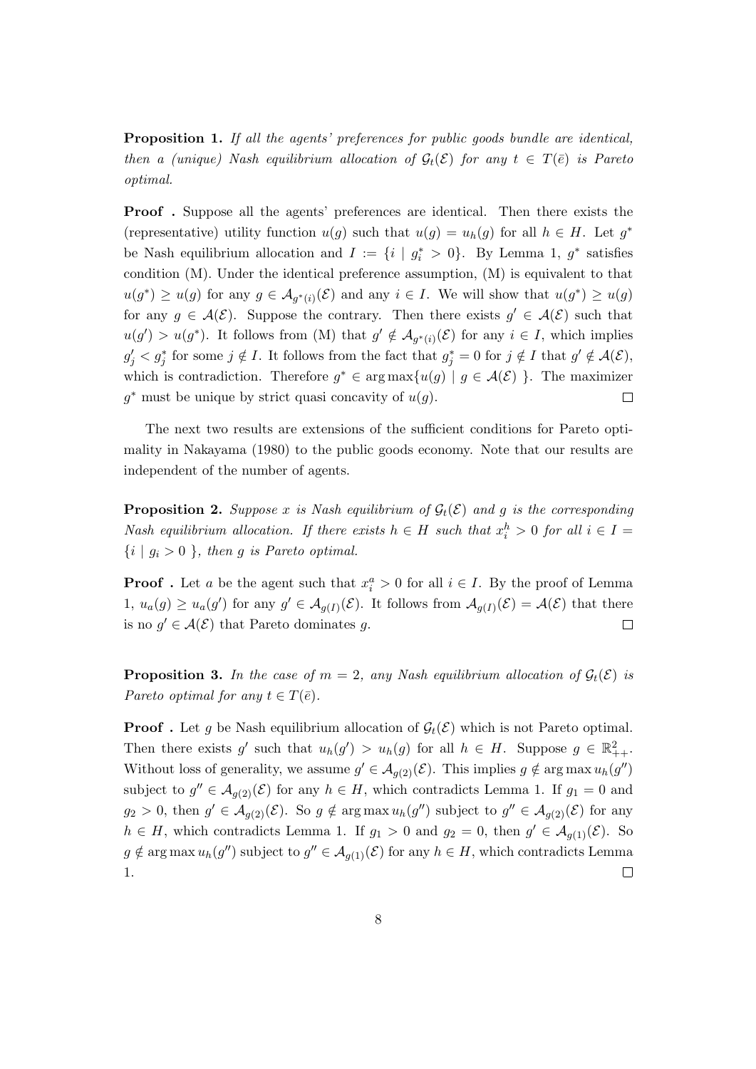**Proposition 1.** *If all the agents' preferences for public goods bundle are identical, then a (unique) Nash equilibrium allocation of $\mathcal{G}_t(\mathcal{E})$ for any $t \in T(\bar{e})$ is Pareto optimal.*

**Proof .** Suppose all the agents' preferences are identical. Then there exists the (representative) utility function $u(g)$ such that $u(g) = u_h(g)$ for all $h \in H$. Let $g^*$ be Nash equilibrium allocation and $I := \{i \mid g_i^* > 0\}$. By Lemma 1, $g^*$ satisfies condition (M). Under the identical preference assumption, (M) is equivalent to that $u(g^*) \geq u(g)$ for any $g \in \mathcal{A}_{g^*(i)}(\mathcal{E})$ and any $i \in I$. We will show that $u(g^*) \geq u(g)$ for any $g \in \mathcal{A}(\mathcal{E})$. Suppose the contrary. Then there exists $g' \in \mathcal{A}(\mathcal{E})$ such that $u(g') > u(g^*)$. It follows from (M) that $g' \notin \mathcal{A}_{g^*(i)}(\mathcal{E})$ for any $i \in I$, which implies $g'_j < g_j^*$ for some $j \notin I$. It follows from the fact that $g_j^* = 0$ for $j \notin I$ that $g' \notin \mathcal{A}(\mathcal{E})$, which is contradiction. Therefore $g^* \in \arg\max\{u(g) \mid g \in \mathcal{A}(\mathcal{E})\ \}$. The maximizer $g^*$ must be unique by strict quasi concavity of $u(g)$. $\square$

The next two results are extensions of the sufficient conditions for Pareto optimality in Nakayama (1980) to the public goods economy. Note that our results are independent of the number of agents.

**Proposition 2.** *Suppose $x$ is Nash equilibrium of $\mathcal{G}_t(\mathcal{E})$ and $g$ is the corresponding Nash equilibrium allocation. If there exists $h \in H$ such that $x_i^h > 0$ for all $i \in I = \{i \mid g_i > 0\ \}$, then $g$ is Pareto optimal.*

**Proof .** Let $a$ be the agent such that $x_i^a > 0$ for all $i \in I$. By the proof of Lemma 1, $u_a(g) \geq u_a(g')$ for any $g' \in \mathcal{A}_{g(I)}(\mathcal{E})$. It follows from $\mathcal{A}_{g(I)}(\mathcal{E}) = \mathcal{A}(\mathcal{E})$ that there is no $g' \in \mathcal{A}(\mathcal{E})$ that Pareto dominates $g$. $\square$

**Proposition 3.** *In the case of $m = 2$, any Nash equilibrium allocation of $\mathcal{G}_t(\mathcal{E})$ is Pareto optimal for any $t \in T(\bar{e})$.*

**Proof .** Let $g$ be Nash equilibrium allocation of $\mathcal{G}_t(\mathcal{E})$ which is not Pareto optimal. Then there exists $g'$ such that $u_h(g') > u_h(g)$ for all $h \in H$. Suppose $g \in \mathbb{R}^2_{++}$. Without loss of generality, we assume $g' \in \mathcal{A}_{g(2)}(\mathcal{E})$. This implies $g \notin \arg\max u_h(g'')$ subject to $g'' \in \mathcal{A}_{g(2)}(\mathcal{E})$ for any $h \in H$, which contradicts Lemma 1. If $g_1 = 0$ and $g_2 > 0$, then $g' \in \mathcal{A}_{g(2)}(\mathcal{E})$. So $g \notin \arg\max u_h(g'')$ subject to $g'' \in \mathcal{A}_{g(2)}(\mathcal{E})$ for any $h \in H$, which contradicts Lemma 1. If $g_1 > 0$ and $g_2 = 0$, then $g' \in \mathcal{A}_{g(1)}(\mathcal{E})$. So $g \notin \arg\max u_h(g'')$ subject to $g'' \in \mathcal{A}_{g(1)}(\mathcal{E})$ for any $h \in H$, which contradicts Lemma 1. $\square$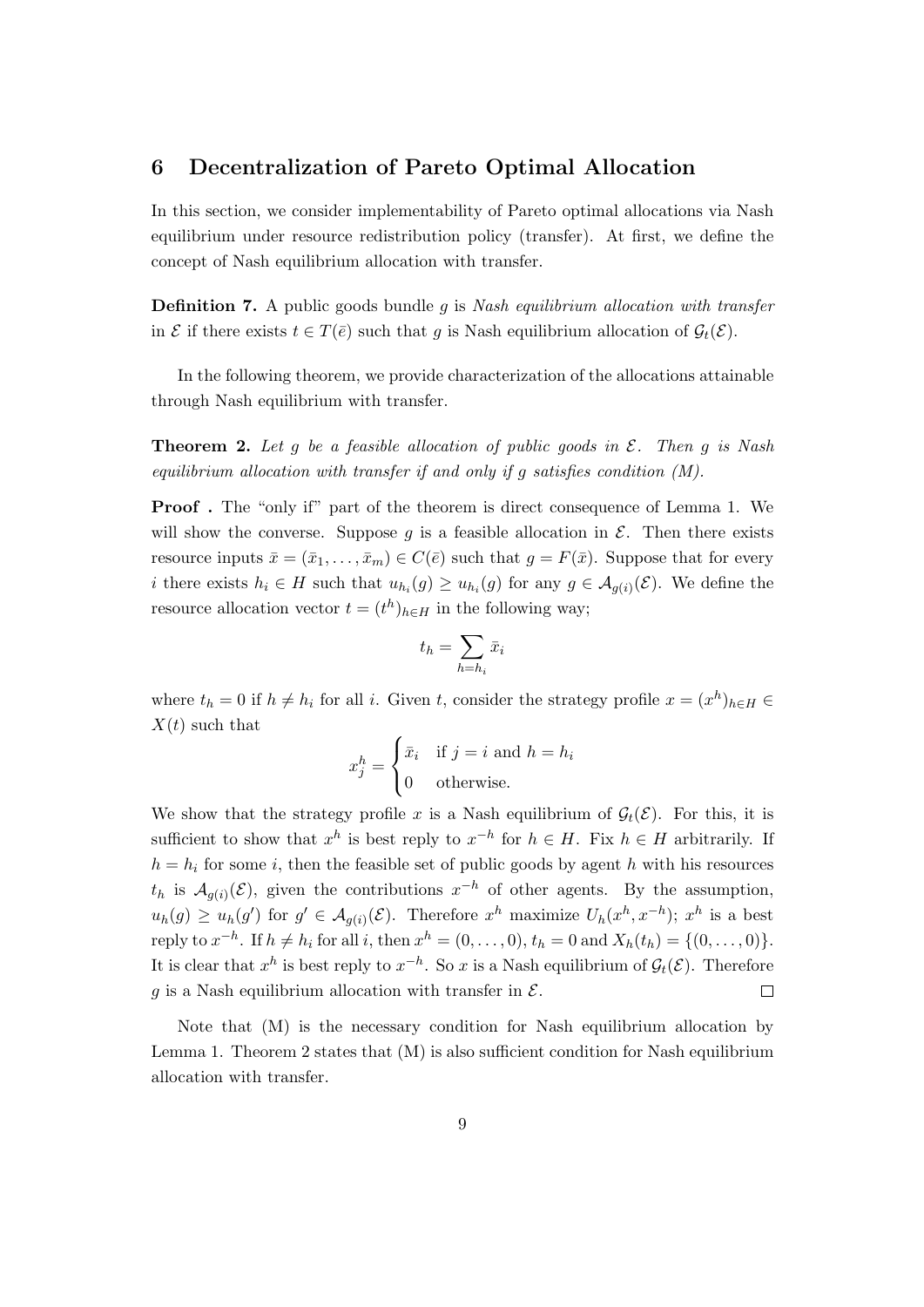## 6 Decentralization of Pareto Optimal Allocation

In this section, we consider implementability of Pareto optimal allocations via Nash equilibrium under resource redistribution policy (transfer). At first, we define the concept of Nash equilibrium allocation with transfer.

**Definition 7.** A public goods bundle $g$ is *Nash equilibrium allocation with transfer* in $\mathcal{E}$ if there exists $t \in T(\bar{e})$ such that $g$ is Nash equilibrium allocation of $\mathcal{G}_t(\mathcal{E})$.

In the following theorem, we provide characterization of the allocations attainable through Nash equilibrium with transfer.

**Theorem 2.** *Let $g$ be a feasible allocation of public goods in $\mathcal{E}$. Then $g$ is Nash equilibrium allocation with transfer if and only if $g$ satisfies condition (M).*

**Proof .** The "only if" part of the theorem is direct consequence of Lemma 1. We will show the converse. Suppose $g$ is a feasible allocation in $\mathcal{E}$. Then there exists resource inputs $\bar{x} = (\bar{x}_1, \ldots, \bar{x}_m) \in C(\bar{e})$ such that $g = F(\bar{x})$. Suppose that for every $i$ there exists $h_i \in H$ such that $u_{h_i}(g) \geq u_{h_i}(g)$ for any $g \in \mathcal{A}_{g(i)}(\mathcal{E})$. We define the resource allocation vector $t = (t^h)_{h \in H}$ in the following way;

$$t_h = \sum_{h=h_i} \bar{x}_i$$

where $t_h = 0$ if $h \neq h_i$ for all $i$. Given $t$, consider the strategy profile $x = (x^h)_{h \in H} \in X(t)$ such that

$$x_j^h = \begin{cases} \bar{x}_i & \text{if } j = i \text{ and } h = h_i \\ 0 & \text{otherwise.} \end{cases}$$

We show that the strategy profile $x$ is a Nash equilibrium of $\mathcal{G}_t(\mathcal{E})$. For this, it is sufficient to show that $x^h$ is best reply to $x^{-h}$ for $h \in H$. Fix $h \in H$ arbitrarily. If $h = h_i$ for some $i$, then the feasible set of public goods by agent $h$ with his resources $t_h$ is $\mathcal{A}_{g(i)}(\mathcal{E})$, given the contributions $x^{-h}$ of other agents. By the assumption, $u_h(g) \geq u_h(g')$ for $g' \in \mathcal{A}_{g(i)}(\mathcal{E})$. Therefore $x^h$ maximize $U_h(x^h, x^{-h})$; $x^h$ is a best reply to $x^{-h}$. If $h \neq h_i$ for all $i$, then $x^h = (0, \ldots, 0)$, $t_h = 0$ and $X_h(t_h) = \{(0, \ldots, 0)\}$. It is clear that $x^h$ is best reply to $x^{-h}$. So $x$ is a Nash equilibrium of $\mathcal{G}_t(\mathcal{E})$. Therefore $g$ is a Nash equilibrium allocation with transfer in $\mathcal{E}$. $\square$

Note that (M) is the necessary condition for Nash equilibrium allocation by Lemma 1. Theorem 2 states that (M) is also sufficient condition for Nash equilibrium allocation with transfer.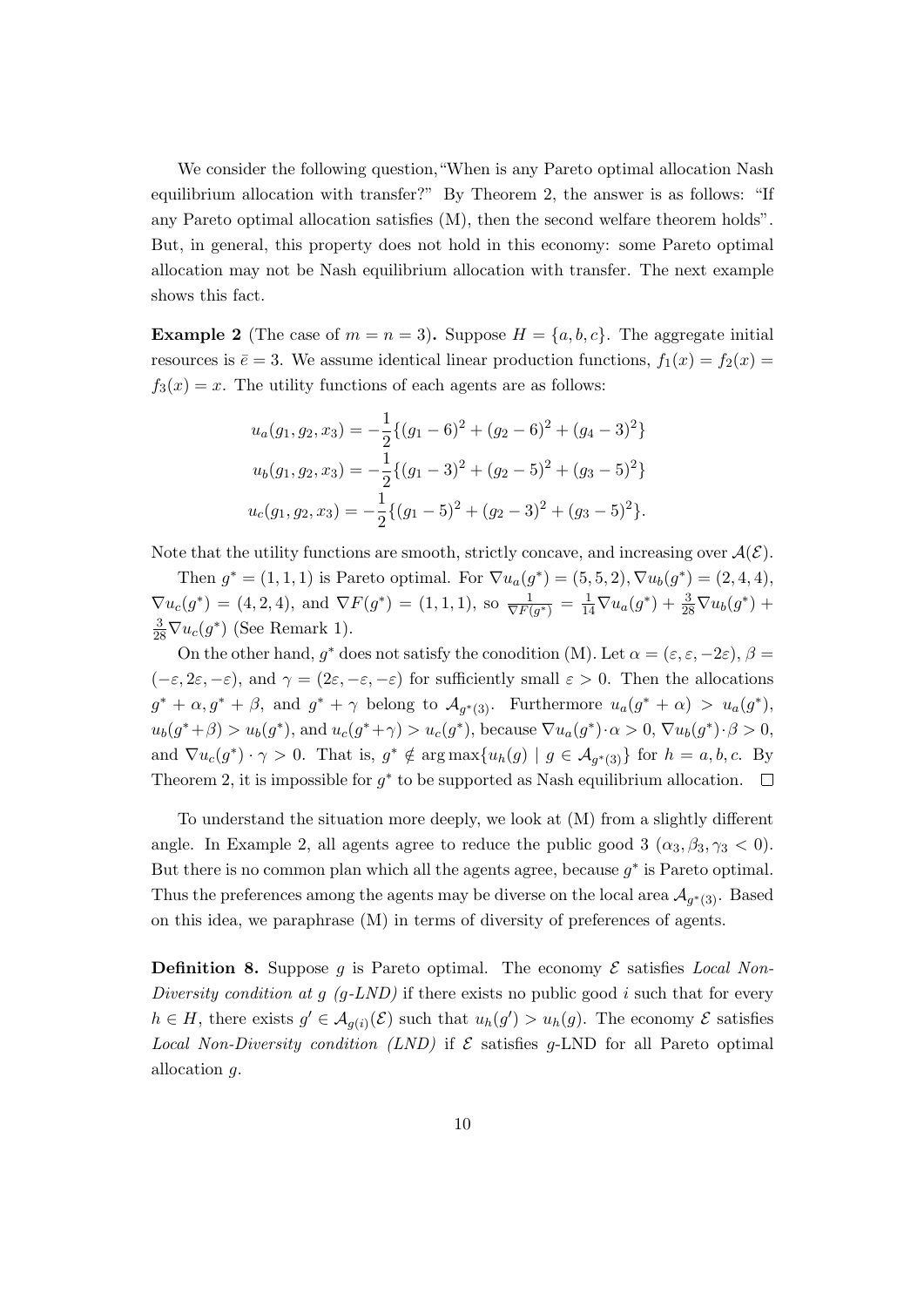We consider the following question,"When is any Pareto optimal allocation Nash equilibrium allocation with transfer?" By Theorem 2, the answer is as follows: "If any Pareto optimal allocation satisfies (M), then the second welfare theorem holds". But, in general, this property does not hold in this economy: some Pareto optimal allocation may not be Nash equilibrium allocation with transfer. The next example shows this fact.

**Example 2** (The case of $m = n = 3$)**.** Suppose $H = \{a, b, c\}$. The aggregate initial resources is $\bar{e} = 3$. We assume identical linear production functions, $f_1(x) = f_2(x) = f_3(x) = x$. The utility functions of each agents are as follows:

$$u_a(g_1, g_2, x_3) = -\frac{1}{2}\{(g_1 - 6)^2 + (g_2 - 6)^2 + (g_4 - 3)^2\}$$

$$u_b(g_1, g_2, x_3) = -\frac{1}{2}\{(g_1 - 3)^2 + (g_2 - 5)^2 + (g_3 - 5)^2\}$$

$$u_c(g_1, g_2, x_3) = -\frac{1}{2}\{(g_1 - 5)^2 + (g_2 - 3)^2 + (g_3 - 5)^2\}.$$

Note that the utility functions are smooth, strictly concave, and increasing over $\mathcal{A}(\mathcal{E})$.

Then $g^* = (1, 1, 1)$ is Pareto optimal. For $\nabla u_a(g^*) = (5, 5, 2), \nabla u_b(g^*) = (2, 4, 4)$, $\nabla u_c(g^*) = (4, 2, 4)$, and $\nabla F(g^*) = (1, 1, 1)$, so $\frac{1}{\nabla F(g^*)} = \frac{1}{14}\nabla u_a(g^*) + \frac{3}{28}\nabla u_b(g^*) + \frac{3}{28}\nabla u_c(g^*)$ (See Remark 1).

On the other hand, $g^*$ does not satisfy the conodition (M). Let $\alpha = (\varepsilon, \varepsilon, -2\varepsilon)$, $\beta = (-\varepsilon, 2\varepsilon, -\varepsilon)$, and $\gamma = (2\varepsilon, -\varepsilon, -\varepsilon)$ for sufficiently small $\varepsilon > 0$. Then the allocations $g^* + \alpha, g^* + \beta$, and $g^* + \gamma$ belong to $\mathcal{A}_{g^*(3)}$. Furthermore $u_a(g^* + \alpha) > u_a(g^*)$, $u_b(g^*+\beta) > u_b(g^*)$, and $u_c(g^*+\gamma) > u_c(g^*)$, because $\nabla u_a(g^*)\cdot\alpha > 0$, $\nabla u_b(g^*)\cdot\beta > 0$, and $\nabla u_c(g^*) \cdot \gamma > 0$. That is, $g^* \notin \arg\max\{u_h(g) \mid g \in \mathcal{A}_{g^*(3)}\}$ for $h = a, b, c$. By Theorem 2, it is impossible for $g^*$ to be supported as Nash equilibrium allocation. $\square$

To understand the situation more deeply, we look at (M) from a slightly different angle. In Example 2, all agents agree to reduce the public good 3 ($\alpha_3, \beta_3, \gamma_3 < 0$). But there is no common plan which all the agents agree, because $g^*$ is Pareto optimal. Thus the preferences among the agents may be diverse on the local area $\mathcal{A}_{g^*(3)}$. Based on this idea, we paraphrase (M) in terms of diversity of preferences of agents.

**Definition 8.** Suppose $g$ is Pareto optimal. The economy $\mathcal{E}$ satisfies *Local Non-Diversity condition at g (g-LND)* if there exists no public good $i$ such that for every $h \in H$, there exists $g' \in \mathcal{A}_{g(i)}(\mathcal{E})$ such that $u_h(g') > u_h(g)$. The economy $\mathcal{E}$ satisfies *Local Non-Diversity condition (LND)* if $\mathcal{E}$ satisfies $g$-LND for all Pareto optimal allocation $g$.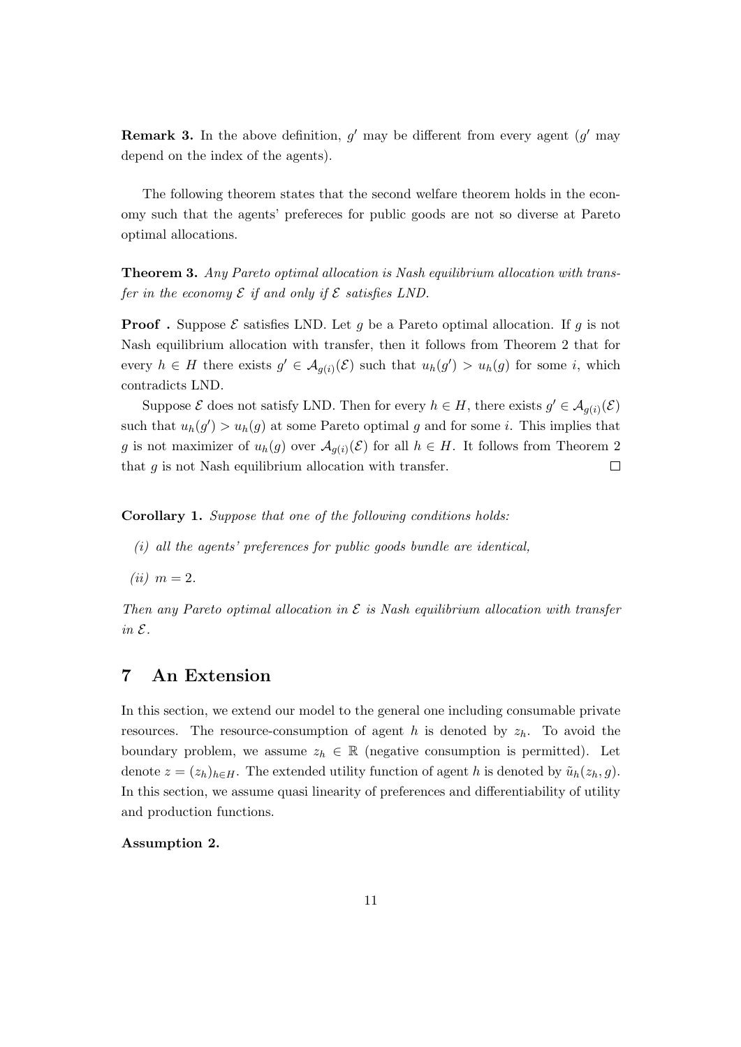**Remark 3.** In the above definition, $g'$ may be different from every agent ($g'$ may depend on the index of the agents).

The following theorem states that the second welfare theorem holds in the economy such that the agents' prefereces for public goods are not so diverse at Pareto optimal allocations.

**Theorem 3.** *Any Pareto optimal allocation is Nash equilibrium allocation with transfer in the economy $\mathcal{E}$ if and only if $\mathcal{E}$ satisfies LND.*

**Proof .** Suppose $\mathcal{E}$ satisfies LND. Let $g$ be a Pareto optimal allocation. If $g$ is not Nash equilibrium allocation with transfer, then it follows from Theorem 2 that for every $h \in H$ there exists $g' \in \mathcal{A}_{g(i)}(\mathcal{E})$ such that $u_h(g') > u_h(g)$ for some $i$, which contradicts LND.

Suppose $\mathcal{E}$ does not satisfy LND. Then for every $h \in H$, there exists $g' \in \mathcal{A}_{g(i)}(\mathcal{E})$ such that $u_h(g') > u_h(g)$ at some Pareto optimal $g$ and for some $i$. This implies that $g$ is not maximizer of $u_h(g)$ over $\mathcal{A}_{g(i)}(\mathcal{E})$ for all $h \in H$. It follows from Theorem 2 that $g$ is not Nash equilibrium allocation with transfer. $\square$

**Corollary 1.** *Suppose that one of the following conditions holds:*

*(i) all the agents' preferences for public goods bundle are identical,*

*(ii)* $m = 2$.

*Then any Pareto optimal allocation in $\mathcal{E}$ is Nash equilibrium allocation with transfer in $\mathcal{E}$.*

# 7 An Extension

In this section, we extend our model to the general one including consumable private resources. The resource-consumption of agent $h$ is denoted by $z_h$. To avoid the boundary problem, we assume $z_h \in \mathbb{R}$ (negative consumption is permitted). Let denote $z = (z_h)_{h \in H}$. The extended utility function of agent $h$ is denoted by $\tilde{u}_h(z_h, g)$. In this section, we assume quasi linearity of preferences and differentiability of utility and production functions.

**Assumption 2.**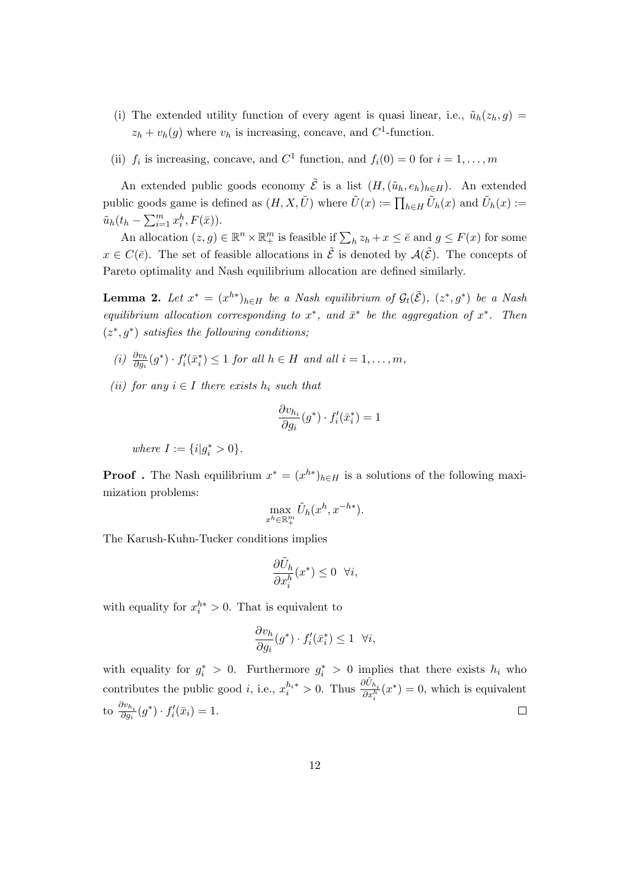(i) The extended utility function of every agent is quasi linear, i.e., $\tilde{u}_h(z_h, g) = z_h + v_h(g)$ where $v_h$ is increasing, concave, and $C^1$-function.

(ii) $f_i$ is increasing, concave, and $C^1$ function, and $f_i(0) = 0$ for $i = 1, \ldots, m$

An extended public goods economy $\tilde{\mathcal{E}}$ is a list $(H, (\tilde{u}_h, e_h)_{h \in H})$. An extended public goods game is defined as $(H, X, \tilde{U})$ where $\tilde{U}(x) := \prod_{h \in H} \tilde{U}_h(x)$ and $\tilde{U}_h(x) := \tilde{u}_h(t_h - \sum_{i=1}^m x_i^h, F(\bar{x}))$.

An allocation $(z, g) \in \mathbb{R}^n \times \mathbb{R}_+^m$ is feasible if $\sum_h z_h + x \leq \bar{e}$ and $g \leq F(x)$ for some $x \in C(\bar{e})$. The set of feasible allocations in $\tilde{\mathcal{E}}$ is denoted by $\mathcal{A}(\tilde{\mathcal{E}})$. The concepts of Pareto optimality and Nash equilibrium allocation are defined similarly.

**Lemma 2.** *Let $x^* = (x^{h*})_{h \in H}$ be a Nash equilibrium of $\mathcal{G}_t(\tilde{\mathcal{E}})$, $(z^*, g^*)$ be a Nash equilibrium allocation corresponding to $x^*$, and $\bar{x}^*$ be the aggregation of $x^*$. Then $(z^*, g^*)$ satisfies the following conditions;*

*(i)* $\frac{\partial v_h}{\partial g_i}(g^*) \cdot f_i'(\bar{x}_i^*) \leq 1$ *for all $h \in H$ and all $i = 1, \ldots, m$,*

*(ii) for any $i \in I$ there exists $h_i$ such that*

$$\frac{\partial v_{h_i}}{\partial g_i}(g^*) \cdot f_i'(\bar{x}_i^*) = 1$$

*where $I := \{i | g_i^* > 0\}$.*

**Proof .** The Nash equilibrium $x^* = (x^{h*})_{h \in H}$ is a solutions of the following maximization problems:

$$\max_{x^h \in \mathbb{R}_+^m} \tilde{U}_h(x^h, x^{-h*}).$$

The Karush-Kuhn-Tucker conditions implies

$$\frac{\partial \tilde{U}_h}{\partial x_i^h}(x^*) \leq 0 \ \ \forall i,$$

with equality for $x_i^{h*} > 0$. That is equivalent to

$$\frac{\partial v_h}{\partial g_i}(g^*) \cdot f_i'(\bar{x}_i^*) \leq 1 \ \ \forall i,$$

with equality for $g_i^* > 0$. Furthermore $g_i^* > 0$ implies that there exists $h_i$ who contributes the public good $i$, i.e., $x_i^{h_i*} > 0$. Thus $\frac{\partial \tilde{U}_{h_i}}{\partial x_i^h}(x^*) = 0$, which is equivalent to $\frac{\partial v_{h_i}}{\partial g_i}(g^*) \cdot f_i'(\bar{x}_i) = 1$. □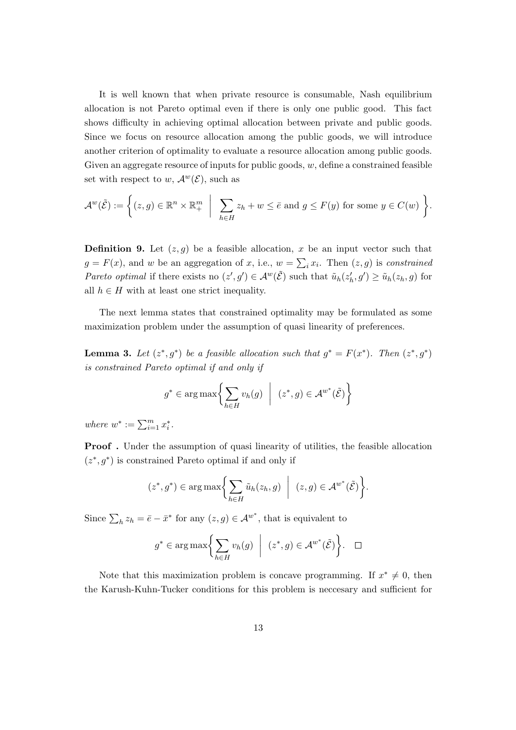It is well known that when private resource is consumable, Nash equilibrium allocation is not Pareto optimal even if there is only one public good. This fact shows difficulty in achieving optimal allocation between private and public goods. Since we focus on resource allocation among the public goods, we will introduce another criterion of optimality to evaluate a resource allocation among public goods. Given an aggregate resource of inputs for public goods, $w$, define a constrained feasible set with respect to $w$, $\mathcal{A}^w(\mathcal{E})$, such as

$$\mathcal{A}^w(\tilde{\mathcal{E}}) := \left\{ (z, g) \in \mathbb{R}^n \times \mathbb{R}^m_+ \;\middle|\; \sum_{h \in H} z_h + w \leq \bar{e} \text{ and } g \leq F(y) \text{ for some } y \in C(w) \right\}.$$

**Definition 9.** Let $(z, g)$ be a feasible allocation, $x$ be an input vector such that $g = F(x)$, and $w$ be an aggregation of $x$, i.e., $w = \sum_i x_i$. Then $(z, g)$ is *constrained Pareto optimal* if there exists no $(z', g') \in \mathcal{A}^w(\tilde{\mathcal{E}})$ such that $\tilde{u}_h(z'_h, g') \geq \tilde{u}_h(z_h, g)$ for all $h \in H$ with at least one strict inequality.

The next lemma states that constrained optimality may be formulated as some maximization problem under the assumption of quasi linearity of preferences.

**Lemma 3.** *Let $(z^*, g^*)$ be a feasible allocation such that $g^* = F(x^*)$. Then $(z^*, g^*)$ is constrained Pareto optimal if and only if*

$$g^* \in \arg\max \left\{ \sum_{h \in H} v_h(g) \;\middle|\; (z^*, g) \in \mathcal{A}^{w^*}(\tilde{\mathcal{E}}) \right\}$$

*where $w^* := \sum_{i=1}^m x_i^*$.*

**Proof .** Under the assumption of quasi linearity of utilities, the feasible allocation $(z^*, g^*)$ is constrained Pareto optimal if and only if

$$(z^*, g^*) \in \arg\max \left\{ \sum_{h \in H} \tilde{u}_h(z_h, g) \;\middle|\; (z, g) \in \mathcal{A}^{w^*}(\tilde{\mathcal{E}}) \right\}.$$

Since $\sum_h z_h = \bar{e} - \bar{x}^*$ for any $(z, g) \in \mathcal{A}^{w^*}$, that is equivalent to

$$g^* \in \arg\max \left\{ \sum_{h \in H} v_h(g) \;\middle|\; (z^*, g) \in \mathcal{A}^{w^*}(\tilde{\mathcal{E}}) \right\}. \quad \square$$

Note that this maximization problem is concave programming. If $x^* \neq 0$, then the Karush-Kuhn-Tucker conditions for this problem is neccesary and sufficient for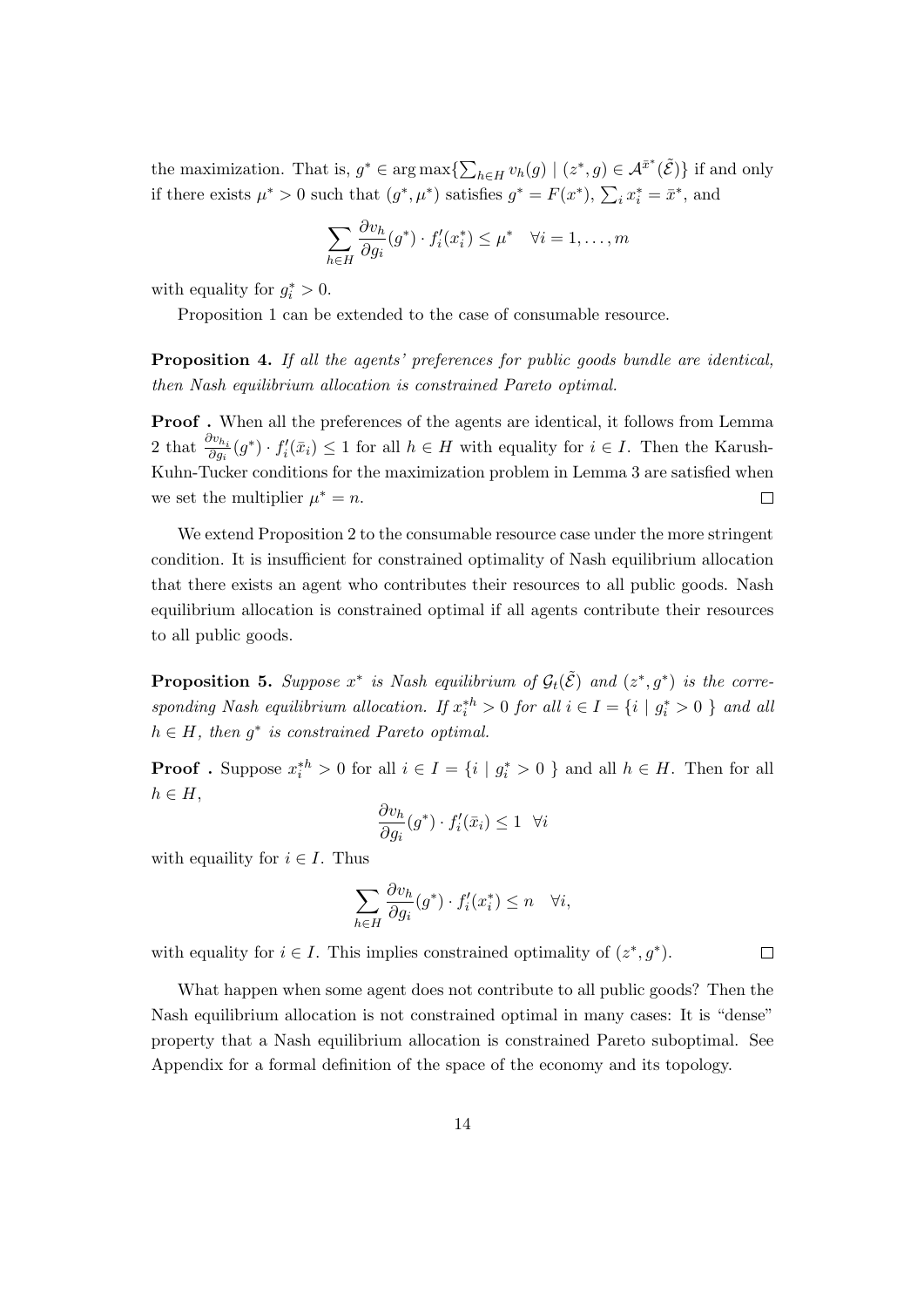the maximization. That is, $g^* \in \arg\max\{\sum_{h \in H} v_h(g) \mid (z^*, g) \in \mathcal{A}^{\bar{x}^*}(\tilde{\mathcal{E}})\}$ if and only if there exists $\mu^* > 0$ such that $(g^*, \mu^*)$ satisfies $g^* = F(x^*)$, $\sum_i x_i^* = \bar{x}^*$, and

$$\sum_{h \in H} \frac{\partial v_h}{\partial g_i}(g^*) \cdot f_i'(x_i^*) \leq \mu^* \quad \forall i = 1, \ldots, m$$

with equality for $g_i^* > 0$.

Proposition 1 can be extended to the case of consumable resource.

**Proposition 4.** *If all the agents' preferences for public goods bundle are identical, then Nash equilibrium allocation is constrained Pareto optimal.*

**Proof .** When all the preferences of the agents are identical, it follows from Lemma 2 that $\frac{\partial v_{h_i}}{\partial g_i}(g^*) \cdot f_i'(\bar{x}_i) \leq 1$ for all $h \in H$ with equality for $i \in I$. Then the Karush-Kuhn-Tucker conditions for the maximization problem in Lemma 3 are satisfied when we set the multiplier $\mu^* = n$. $\square$

We extend Proposition 2 to the consumable resource case under the more stringent condition. It is insufficient for constrained optimality of Nash equilibrium allocation that there exists an agent who contributes their resources to all public goods. Nash equilibrium allocation is constrained optimal if all agents contribute their resources to all public goods.

**Proposition 5.** *Suppose $x^*$ is Nash equilibrium of $\mathcal{G}_t(\tilde{\mathcal{E}})$ and $(z^*, g^*)$ is the corresponding Nash equilibrium allocation. If $x_i^{*h} > 0$ for all $i \in I = \{i \mid g_i^* > 0\}$ and all $h \in H$, then $g^*$ is constrained Pareto optimal.*

**Proof .** Suppose $x_i^{*h} > 0$ for all $i \in I = \{i \mid g_i^* > 0\}$ and all $h \in H$. Then for all $h \in H$,

$$\frac{\partial v_h}{\partial g_i}(g^*) \cdot f_i'(\bar{x}_i) \leq 1 \quad \forall i$$

with equaility for $i \in I$. Thus

$$\sum_{h \in H} \frac{\partial v_h}{\partial g_i}(g^*) \cdot f_i'(x_i^*) \leq n \quad \forall i,$$

with equality for $i \in I$. This implies constrained optimality of $(z^*, g^*)$. $\square$

What happen when some agent does not contribute to all public goods? Then the Nash equilibrium allocation is not constrained optimal in many cases: It is "dense" property that a Nash equilibrium allocation is constrained Pareto suboptimal. See Appendix for a formal definition of the space of the economy and its topology.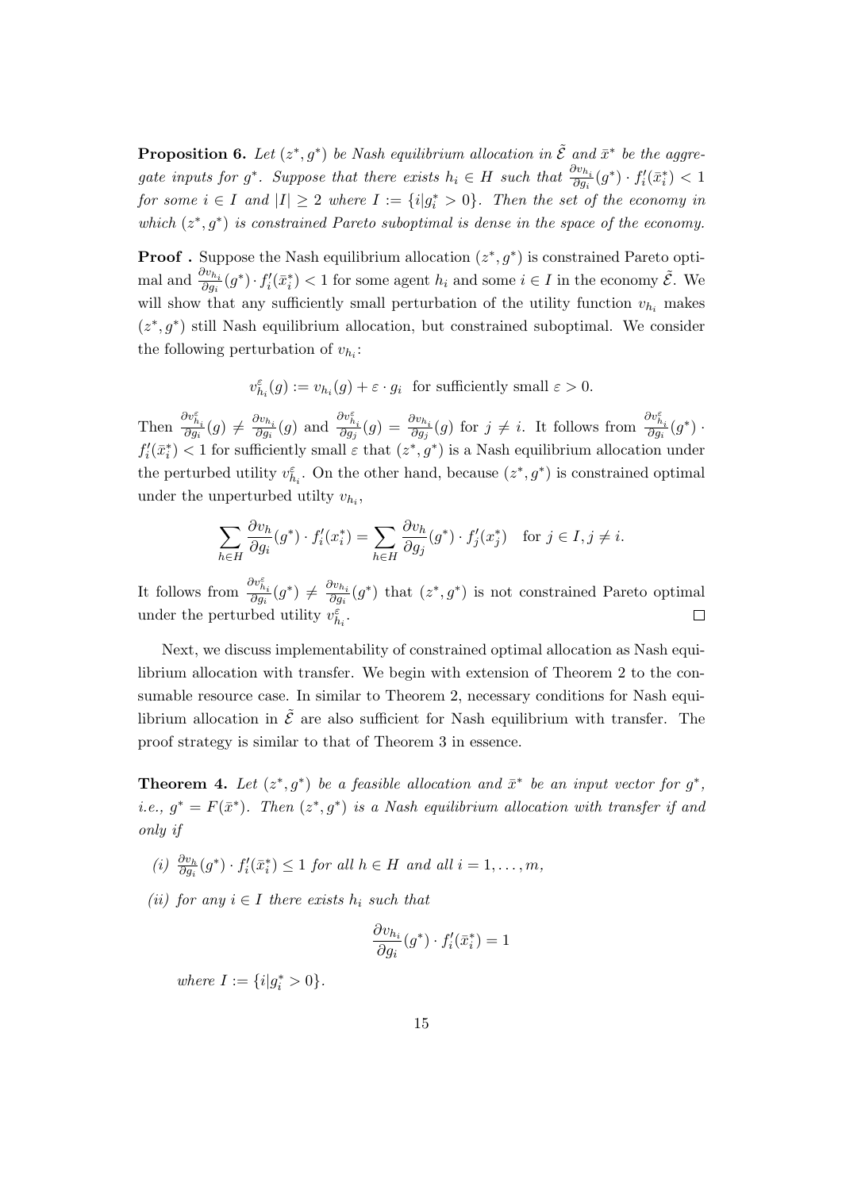**Proposition 6.** *Let $(z^*, g^*)$ be Nash equilibrium allocation in $\tilde{\mathcal{E}}$ and $\bar{x}^*$ be the aggregate inputs for $g^*$. Suppose that there exists $h_i \in H$ such that $\frac{\partial v_{h_i}}{\partial g_i}(g^*) \cdot f_i'(\bar{x}_i^*) < 1$ for some $i \in I$ and $|I| \geq 2$ where $I := \{i | g_i^* > 0\}$. Then the set of the economy in which $(z^*, g^*)$ is constrained Pareto suboptimal is dense in the space of the economy.*

**Proof .** Suppose the Nash equilibrium allocation $(z^*, g^*)$ is constrained Pareto optimal and $\frac{\partial v_{h_i}}{\partial g_i}(g^*) \cdot f_i'(\bar{x}_i^*) < 1$ for some agent $h_i$ and some $i \in I$ in the economy $\tilde{\mathcal{E}}$. We will show that any sufficiently small perturbation of the utility function $v_{h_i}$ makes $(z^*, g^*)$ still Nash equilibrium allocation, but constrained suboptimal. We consider the following perturbation of $v_{h_i}$:

$$v_{h_i}^{\varepsilon}(g) := v_{h_i}(g) + \varepsilon \cdot g_i \quad \text{for sufficiently small } \varepsilon > 0.$$

Then $\frac{\partial v_{h_i}^{\varepsilon}}{\partial g_i}(g) \neq \frac{\partial v_{h_i}}{\partial g_i}(g)$ and $\frac{\partial v_{h_i}^{\varepsilon}}{\partial g_j}(g) = \frac{\partial v_{h_i}}{\partial g_j}(g)$ for $j \neq i$. It follows from $\frac{\partial v_{h_i}^{\varepsilon}}{\partial g_i}(g^*) \cdot f_i'(\bar{x}_i^*) < 1$ for sufficiently small $\varepsilon$ that $(z^*, g^*)$ is a Nash equilibrium allocation under the perturbed utility $v_{h_i}^{\varepsilon}$. On the other hand, because $(z^*, g^*)$ is constrained optimal under the unperturbed utilty $v_{h_i}$,

$$\sum_{h \in H} \frac{\partial v_h}{\partial g_i}(g^*) \cdot f_i'(x_i^*) = \sum_{h \in H} \frac{\partial v_h}{\partial g_j}(g^*) \cdot f_j'(x_j^*) \quad \text{for } j \in I, j \neq i.$$

It follows from $\frac{\partial v_{h_i}^{\varepsilon}}{\partial g_i}(g^*) \neq \frac{\partial v_{h_i}}{\partial g_i}(g^*)$ that $(z^*, g^*)$ is not constrained Pareto optimal under the perturbed utility $v_{h_i}^{\varepsilon}$. □

Next, we discuss implementability of constrained optimal allocation as Nash equilibrium allocation with transfer. We begin with extension of Theorem 2 to the consumable resource case. In similar to Theorem 2, necessary conditions for Nash equilibrium allocation in $\tilde{\mathcal{E}}$ are also sufficient for Nash equilibrium with transfer. The proof strategy is similar to that of Theorem 3 in essence.

**Theorem 4.** *Let $(z^*, g^*)$ be a feasible allocation and $\bar{x}^*$ be an input vector for $g^*$, i.e., $g^* = F(\bar{x}^*)$. Then $(z^*, g^*)$ is a Nash equilibrium allocation with transfer if and only if*

*(i)* $\frac{\partial v_h}{\partial g_i}(g^*) \cdot f_i'(\bar{x}_i^*) \leq 1$ *for all* $h \in H$ *and all* $i = 1, \ldots, m$,

*(ii) for any* $i \in I$ *there exists* $h_i$ *such that*

$$\frac{\partial v_{h_i}}{\partial g_i}(g^*) \cdot f_i'(\bar{x}_i^*) = 1$$

*where* $I := \{i | g_i^* > 0\}$.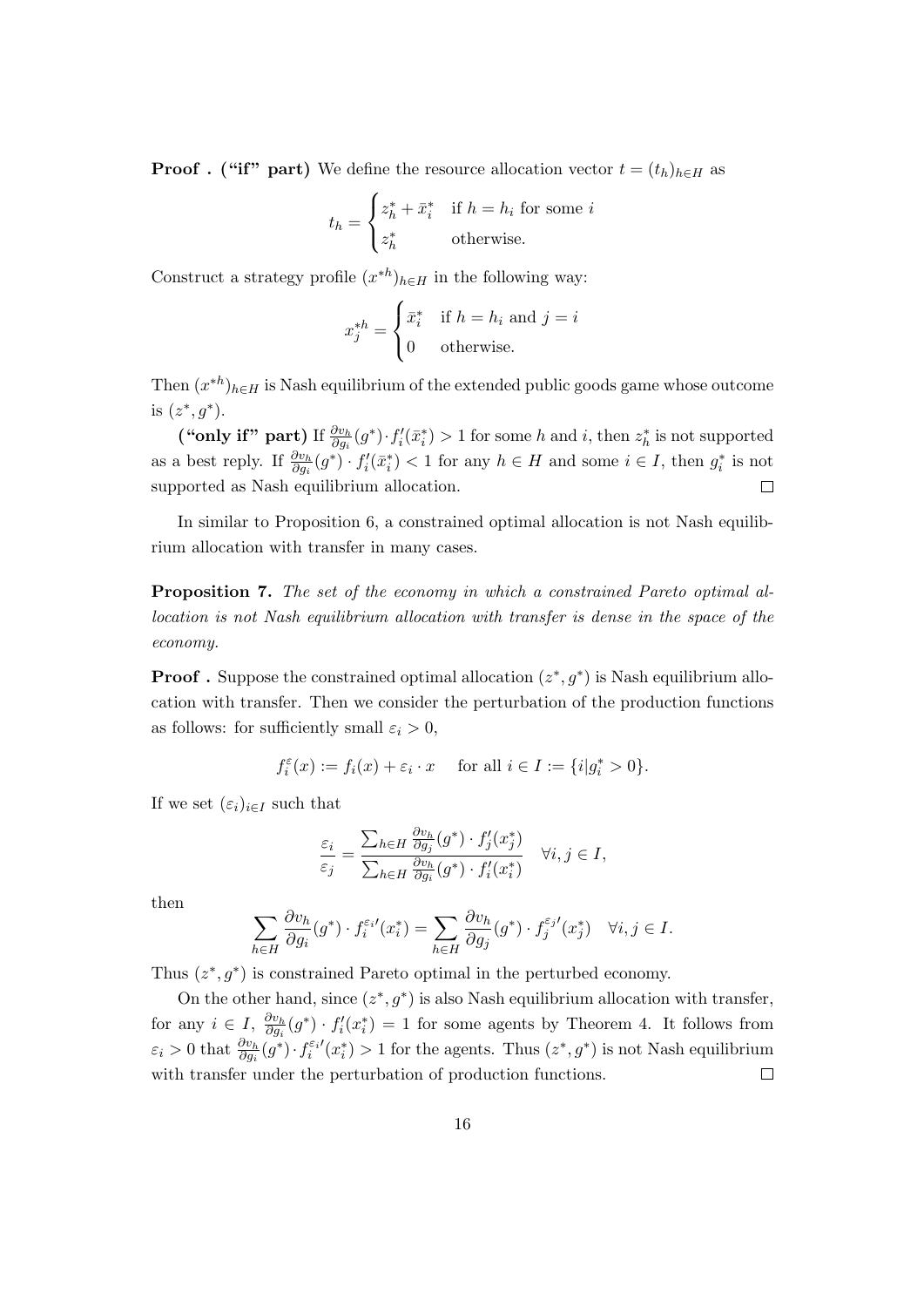**Proof . ("if" part)** We define the resource allocation vector $t = (t_h)_{h \in H}$ as

$$t_h = \begin{cases} z_h^* + \bar{x}_i^* & \text{if } h = h_i \text{ for some } i \\ z_h^* & \text{otherwise.} \end{cases}$$

Construct a strategy profile $(x^{*h})_{h \in H}$ in the following way:

$$x_j^{*h} = \begin{cases} \bar{x}_i^* & \text{if } h = h_i \text{ and } j = i \\ 0 & \text{otherwise.} \end{cases}$$

Then $(x^{*h})_{h \in H}$ is Nash equilibrium of the extended public goods game whose outcome is $(z^*, g^*)$.

**("only if" part)** If $\frac{\partial v_h}{\partial g_i}(g^*) \cdot f_i'(\bar{x}_i^*) > 1$ for some $h$ and $i$, then $z_h^*$ is not supported as a best reply. If $\frac{\partial v_h}{\partial g_i}(g^*) \cdot f_i'(\bar{x}_i^*) < 1$ for any $h \in H$ and some $i \in I$, then $g_i^*$ is not supported as Nash equilibrium allocation. $\square$

In similar to Proposition 6, a constrained optimal allocation is not Nash equilibrium allocation with transfer in many cases.

**Proposition 7.** *The set of the economy in which a constrained Pareto optimal allocation is not Nash equilibrium allocation with transfer is dense in the space of the economy.*

**Proof .** Suppose the constrained optimal allocation $(z^*, g^*)$ is Nash equilibrium allocation with transfer. Then we consider the perturbation of the production functions as follows: for sufficiently small $\varepsilon_i > 0$,

$$f_i^{\varepsilon}(x) := f_i(x) + \varepsilon_i \cdot x \quad \text{for all } i \in I := \{i | g_i^* > 0\}.$$

If we set $(\varepsilon_i)_{i \in I}$ such that

$$\frac{\varepsilon_i}{\varepsilon_j} = \frac{\sum_{h \in H} \frac{\partial v_h}{\partial g_j}(g^*) \cdot f_j'(x_j^*)}{\sum_{h \in H} \frac{\partial v_h}{\partial g_i}(g^*) \cdot f_i'(x_i^*)} \quad \forall i, j \in I,$$

then

$$\sum_{h \in H} \frac{\partial v_h}{\partial g_i}(g^*) \cdot f_i^{\varepsilon_i \prime}(x_i^*) = \sum_{h \in H} \frac{\partial v_h}{\partial g_j}(g^*) \cdot f_j^{\varepsilon_j \prime}(x_j^*) \quad \forall i, j \in I.$$

Thus $(z^*, g^*)$ is constrained Pareto optimal in the perturbed economy.

On the other hand, since $(z^*, g^*)$ is also Nash equilibrium allocation with transfer, for any $i \in I$, $\frac{\partial v_h}{\partial g_i}(g^*) \cdot f_i'(x_i^*) = 1$ for some agents by Theorem 4. It follows from $\varepsilon_i > 0$ that $\frac{\partial v_h}{\partial g_i}(g^*) \cdot f_i^{\varepsilon_i \prime}(x_i^*) > 1$ for the agents. Thus $(z^*, g^*)$ is not Nash equilibrium with transfer under the perturbation of production functions. $\square$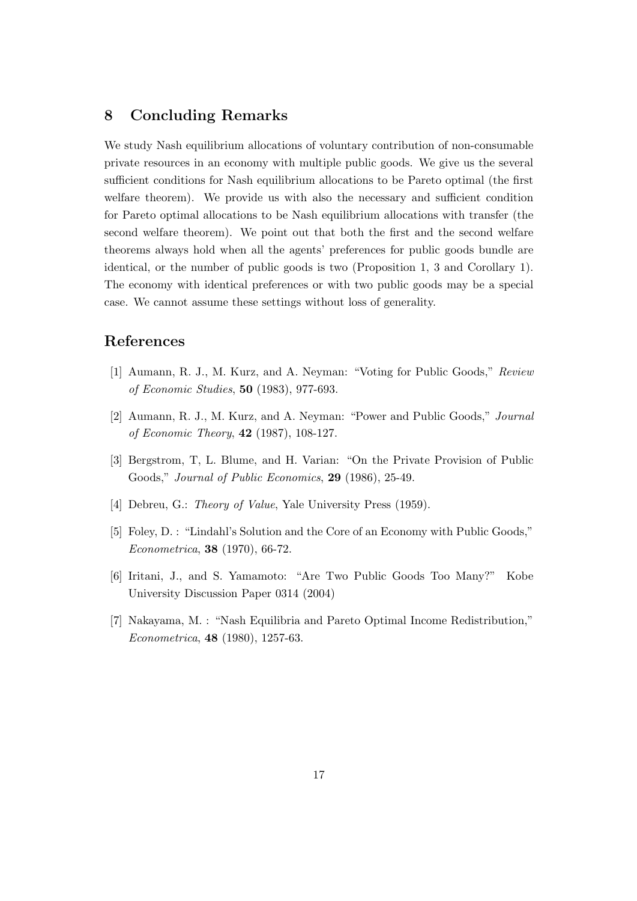## 8 Concluding Remarks

We study Nash equilibrium allocations of voluntary contribution of non-consumable private resources in an economy with multiple public goods. We give us the several sufficient conditions for Nash equilibrium allocations to be Pareto optimal (the first welfare theorem). We provide us with also the necessary and sufficient condition for Pareto optimal allocations to be Nash equilibrium allocations with transfer (the second welfare theorem). We point out that both the first and the second welfare theorems always hold when all the agents' preferences for public goods bundle are identical, or the number of public goods is two (Proposition 1, 3 and Corollary 1). The economy with identical preferences or with two public goods may be a special case. We cannot assume these settings without loss of generality.

## References

[1] Aumann, R. J., M. Kurz, and A. Neyman: "Voting for Public Goods," *Review of Economic Studies*, **50** (1983), 977-693.

[2] Aumann, R. J., M. Kurz, and A. Neyman: "Power and Public Goods," *Journal of Economic Theory*, **42** (1987), 108-127.

[3] Bergstrom, T, L. Blume, and H. Varian: "On the Private Provision of Public Goods," *Journal of Public Economics*, **29** (1986), 25-49.

[4] Debreu, G.: *Theory of Value*, Yale University Press (1959).

[5] Foley, D. : "Lindahl's Solution and the Core of an Economy with Public Goods," *Econometrica*, **38** (1970), 66-72.

[6] Iritani, J., and S. Yamamoto: "Are Two Public Goods Too Many?" Kobe University Discussion Paper 0314 (2004)

[7] Nakayama, M. : "Nash Equilibria and Pareto Optimal Income Redistribution," *Econometrica*, **48** (1980), 1257-63.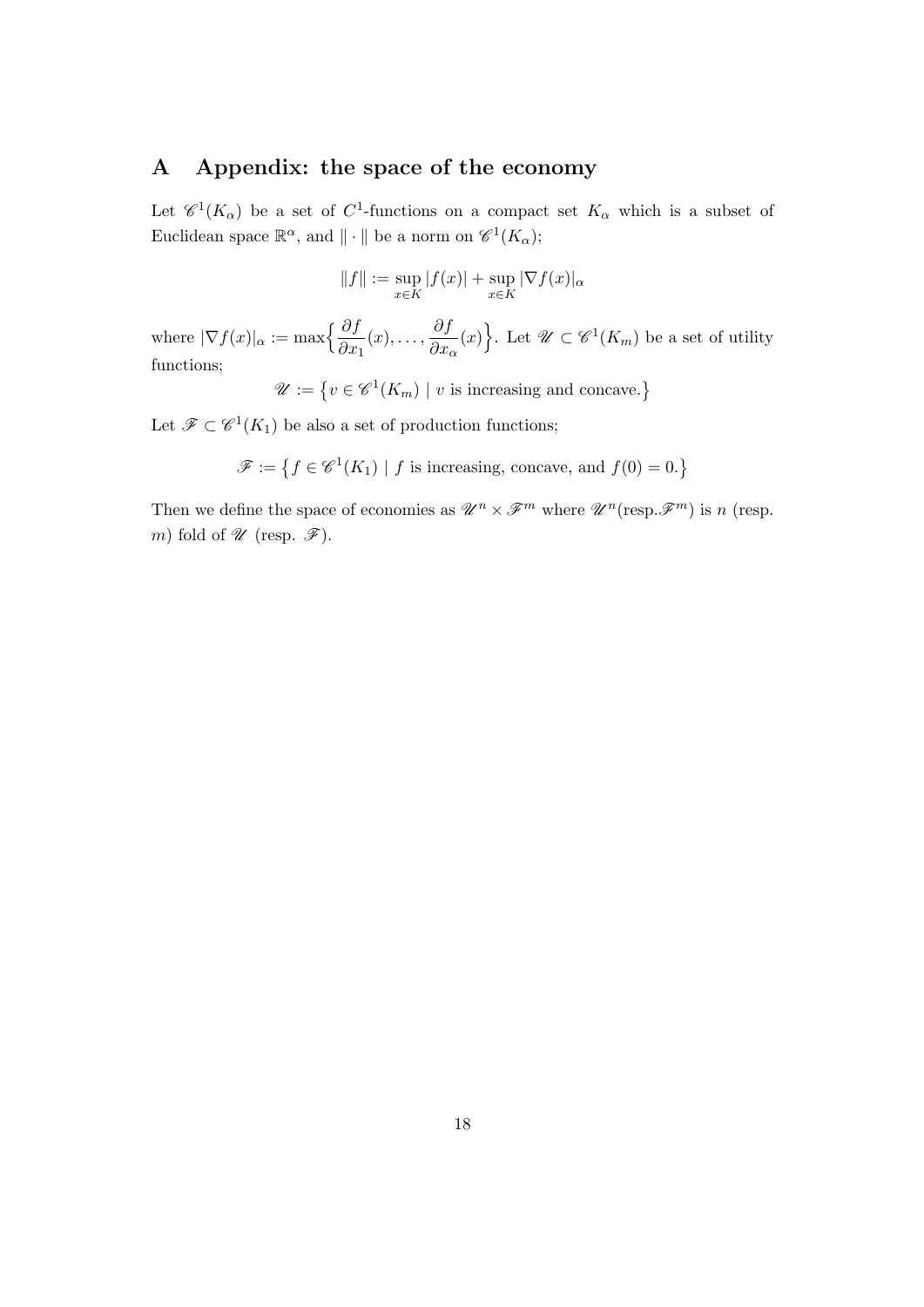# A Appendix: the space of the economy

Let $\mathscr{C}^1(K_\alpha)$ be a set of $C^1$-functions on a compact set $K_\alpha$ which is a subset of Euclidean space $\mathbb{R}^\alpha$, and $\|\cdot\|$ be a norm on $\mathscr{C}^1(K_\alpha)$;

$$\|f\| := \sup_{x \in K} |f(x)| + \sup_{x \in K} |\nabla f(x)|_\alpha$$

where $|\nabla f(x)|_\alpha := \max\Big\{\dfrac{\partial f}{\partial x_1}(x), \ldots, \dfrac{\partial f}{\partial x_\alpha}(x)\Big\}$. Let $\mathscr{U} \subset \mathscr{C}^1(K_m)$ be a set of utility functions;

$$\mathscr{U} := \big\{ v \in \mathscr{C}^1(K_m) \mid v \text{ is increasing and concave.} \big\}$$

Let $\mathscr{F} \subset \mathscr{C}^1(K_1)$ be also a set of production functions;

$$\mathscr{F} := \big\{ f \in \mathscr{C}^1(K_1) \mid f \text{ is increasing, concave, and } f(0) = 0. \big\}$$

Then we define the space of economies as $\mathscr{U}^n \times \mathscr{F}^m$ where $\mathscr{U}^n$(resp.$\mathscr{F}^m$) is $n$ (resp. $m$) fold of $\mathscr{U}$ (resp. $\mathscr{F}$).